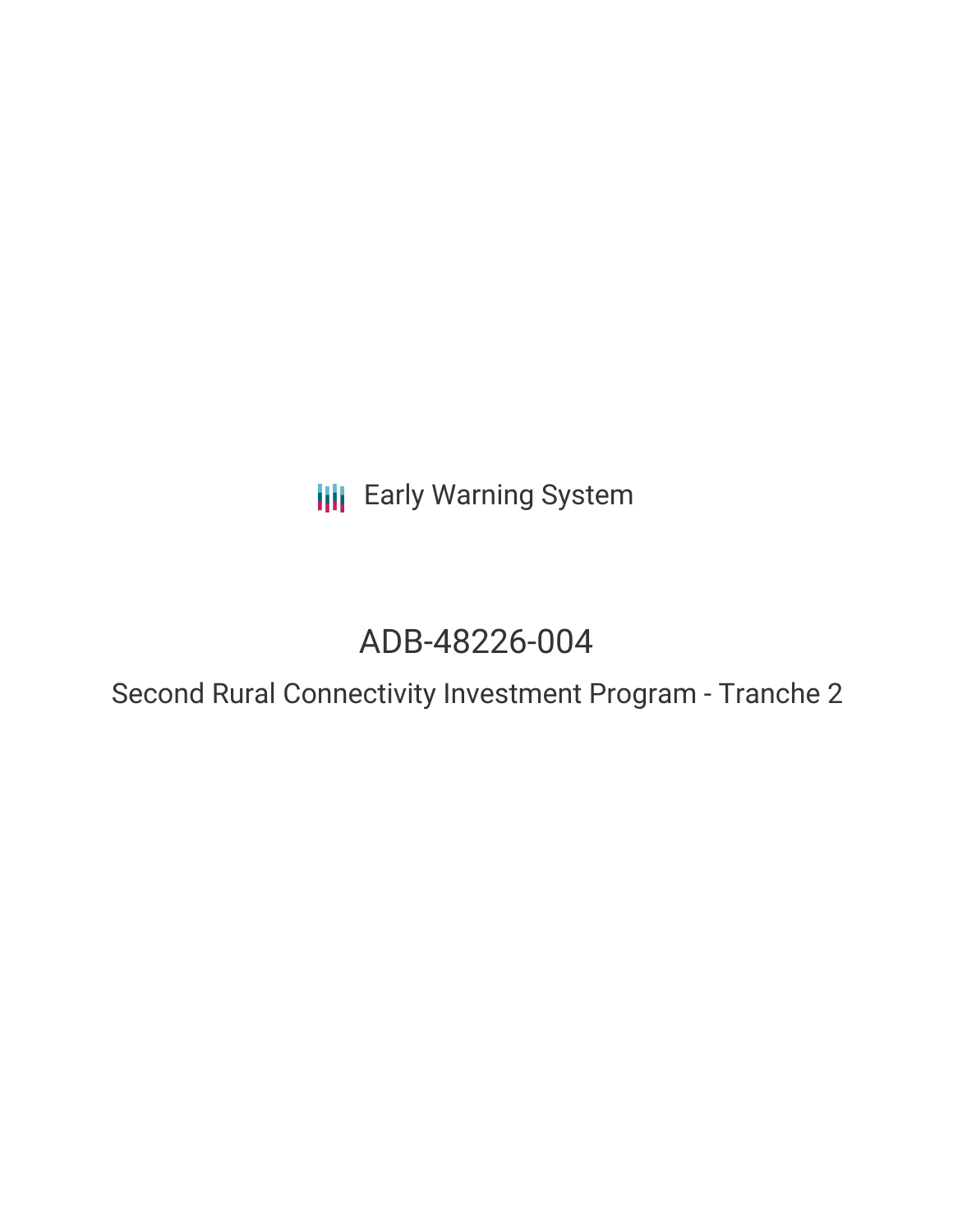Early Warning System

# ADB-48226-004

## Second Rural Connectivity Investment Program - Tranche 2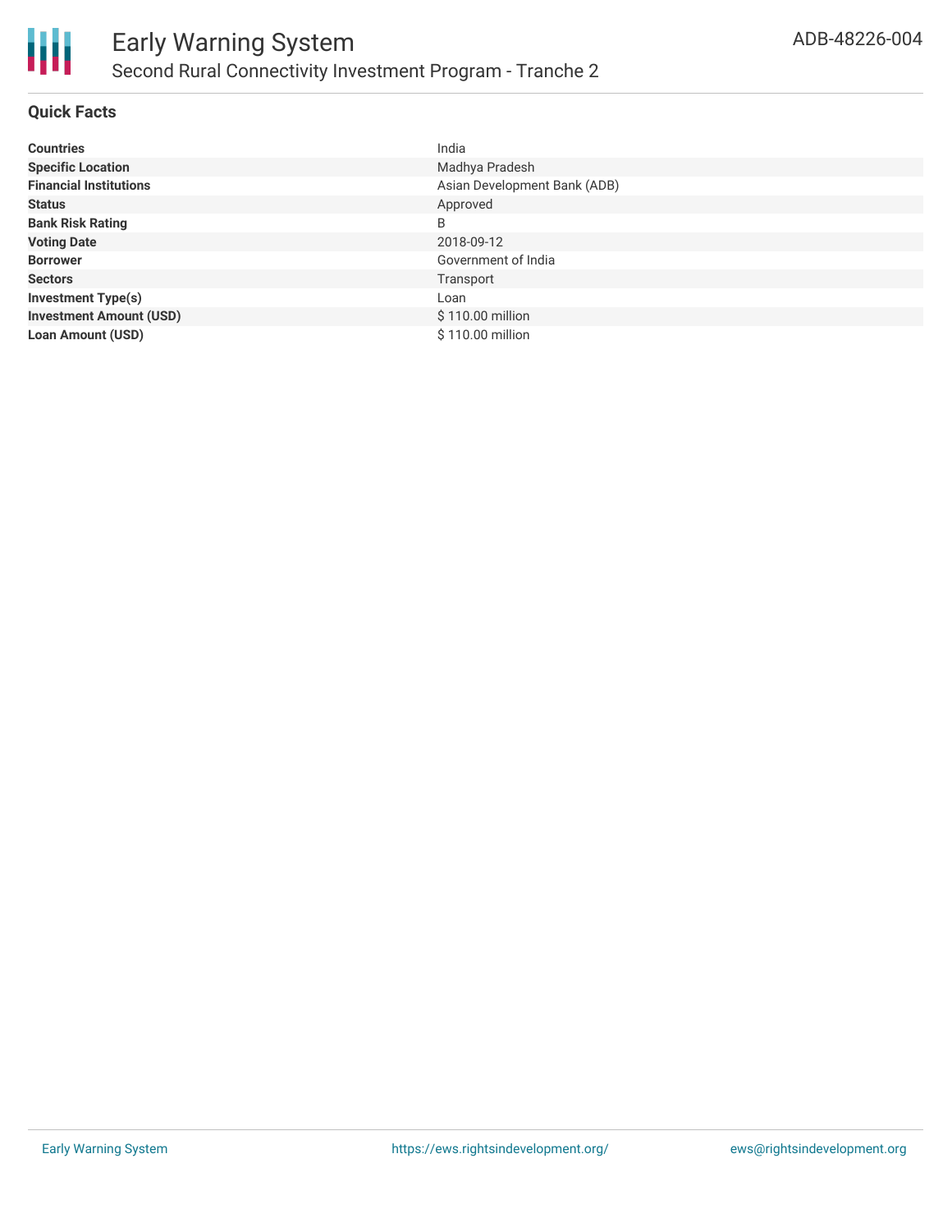# Early Warning System

## Second Rural Connectivity Investment Program - Tranche 2

ADB-48226-004

### Quick Facts

| | |
|---|---|
| **Countries** | India |
| **Specific Location** | Madhya Pradesh |
| **Financial Institutions** | Asian Development Bank (ADB) |
| **Status** | Approved |
| **Bank Risk Rating** | B |
| **Voting Date** | 2018-09-12 |
| **Borrower** | Government of India |
| **Sectors** | Transport |
| **Investment Type(s)** | Loan |
| **Investment Amount (USD)** | $ 110.00 million |
| **Loan Amount (USD)** | $ 110.00 million |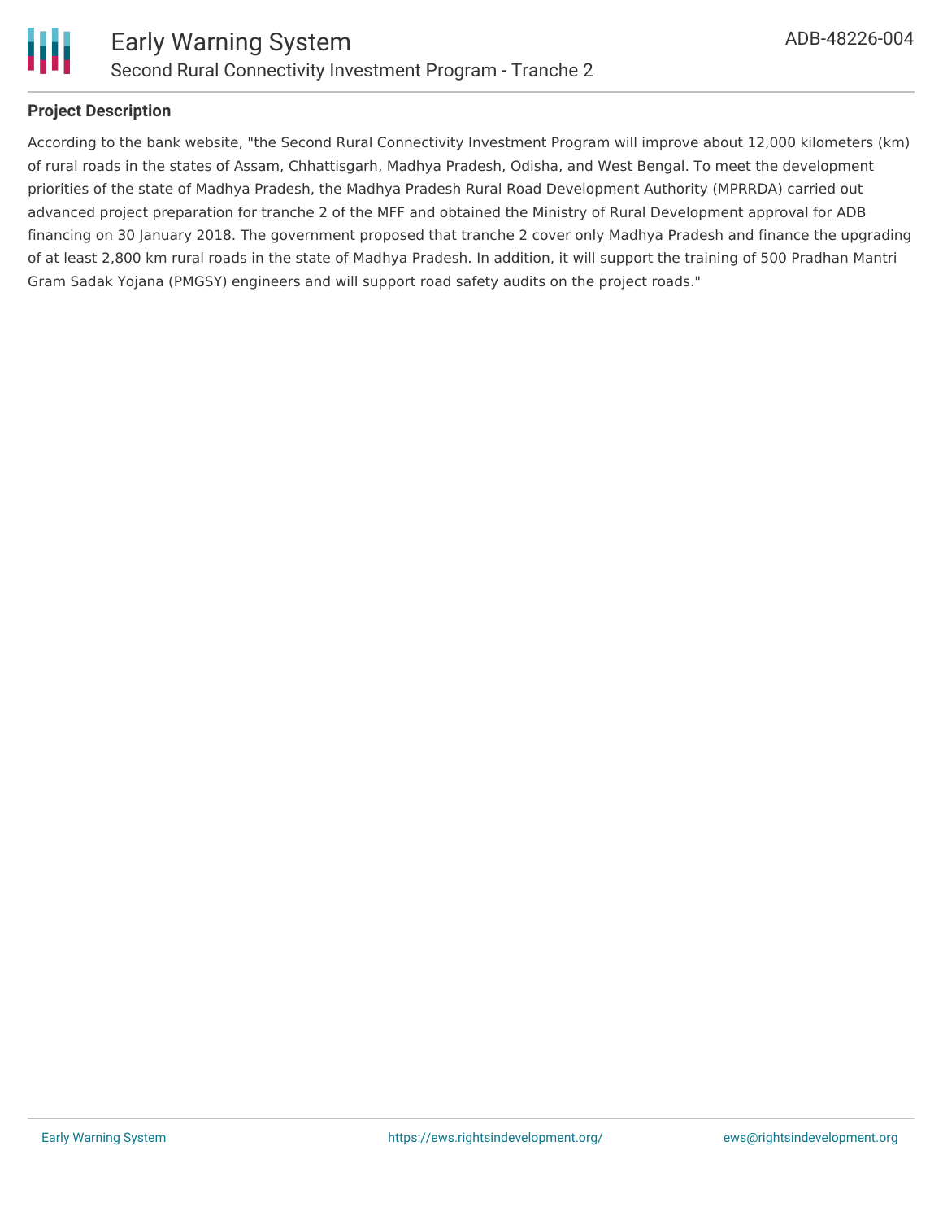## Project Description

According to the bank website, "the Second Rural Connectivity Investment Program will improve about 12,000 kilometers (km) of rural roads in the states of Assam, Chhattisgarh, Madhya Pradesh, Odisha, and West Bengal. To meet the development priorities of the state of Madhya Pradesh, the Madhya Pradesh Rural Road Development Authority (MPRRDA) carried out advanced project preparation for tranche 2 of the MFF and obtained the Ministry of Rural Development approval for ADB financing on 30 January 2018. The government proposed that tranche 2 cover only Madhya Pradesh and finance the upgrading of at least 2,800 km rural roads in the state of Madhya Pradesh. In addition, it will support the training of 500 Pradhan Mantri Gram Sadak Yojana (PMGSY) engineers and will support road safety audits on the project roads."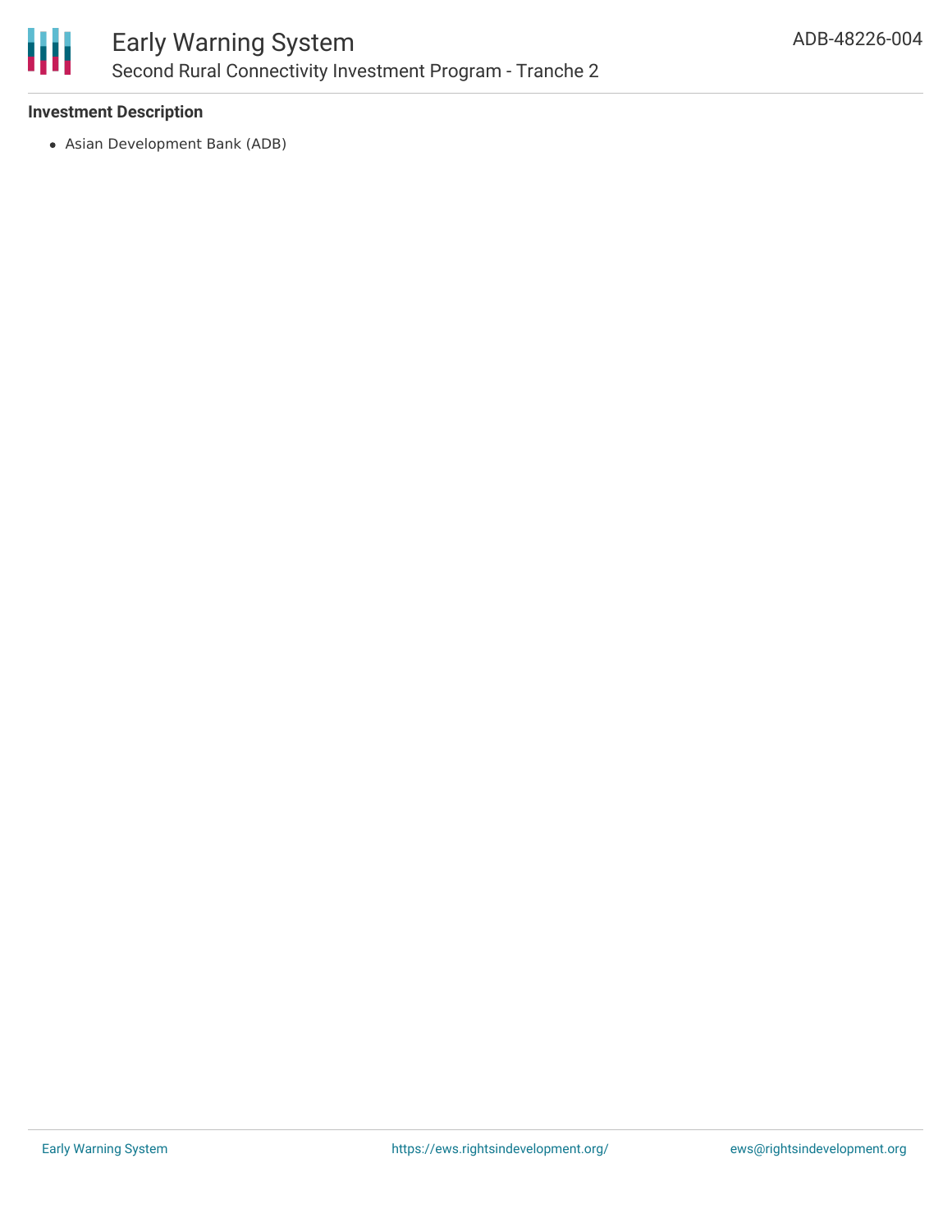**Investment Description**

- Asian Development Bank (ADB)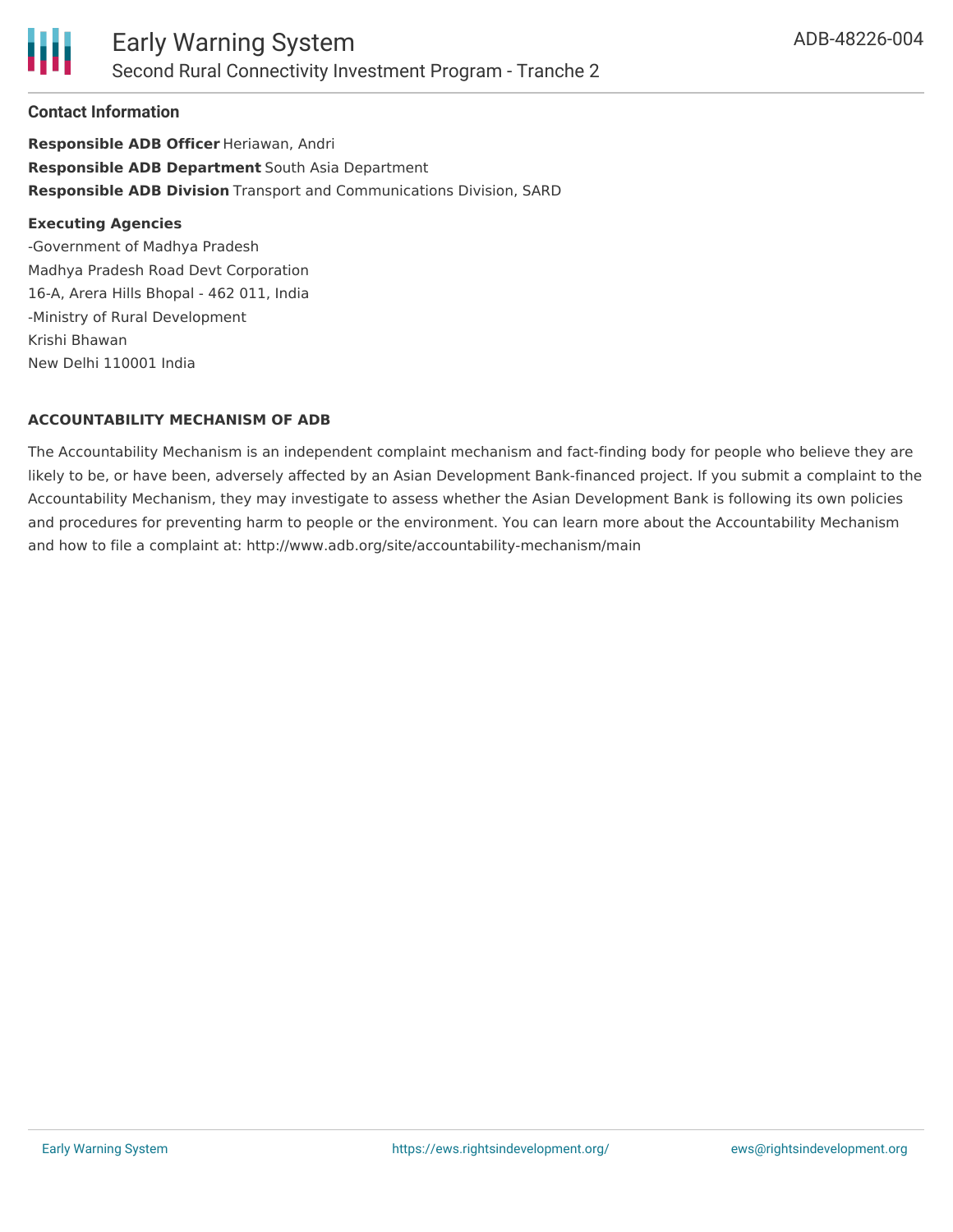### Contact Information

**Responsible ADB Officer** Heriawan, Andri
**Responsible ADB Department** South Asia Department
**Responsible ADB Division** Transport and Communications Division, SARD

**Executing Agencies**
-Government of Madhya Pradesh
Madhya Pradesh Road Devt Corporation
16-A, Arera Hills Bhopal - 462 011, India
-Ministry of Rural Development
Krishi Bhawan
New Delhi 110001 India

**ACCOUNTABILITY MECHANISM OF ADB**

The Accountability Mechanism is an independent complaint mechanism and fact-finding body for people who believe they are likely to be, or have been, adversely affected by an Asian Development Bank-financed project. If you submit a complaint to the Accountability Mechanism, they may investigate to assess whether the Asian Development Bank is following its own policies and procedures for preventing harm to people or the environment. You can learn more about the Accountability Mechanism and how to file a complaint at: http://www.adb.org/site/accountability-mechanism/main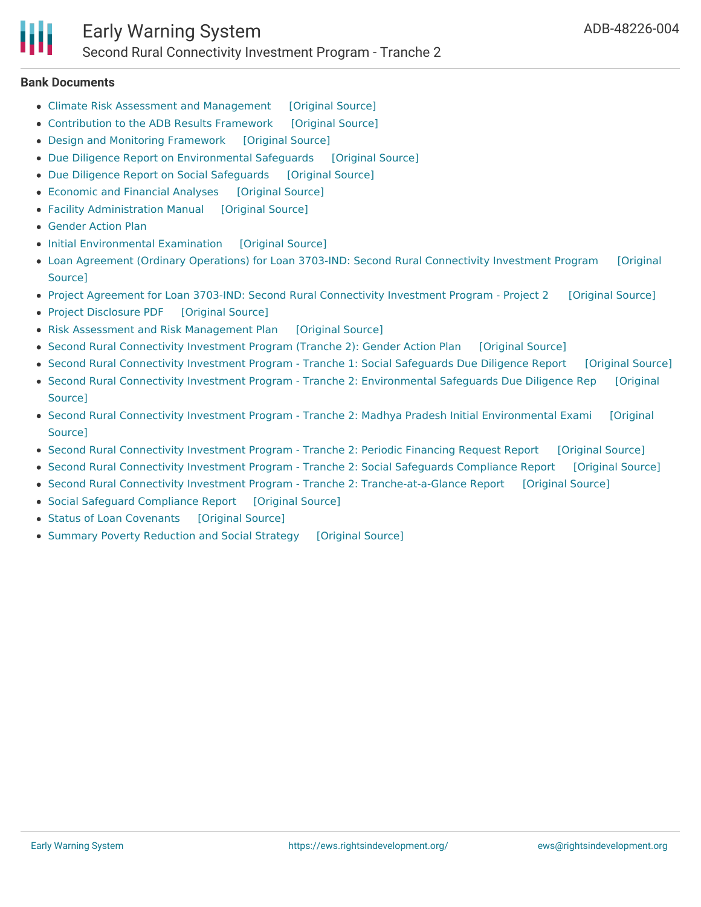## Bank Documents

- Climate Risk Assessment and Management [Original Source]
- Contribution to the ADB Results Framework [Original Source]
- Design and Monitoring Framework [Original Source]
- Due Diligence Report on Environmental Safeguards [Original Source]
- Due Diligence Report on Social Safeguards [Original Source]
- Economic and Financial Analyses [Original Source]
- Facility Administration Manual [Original Source]
- Gender Action Plan
- Initial Environmental Examination [Original Source]
- Loan Agreement (Ordinary Operations) for Loan 3703-IND: Second Rural Connectivity Investment Program [Original Source]
- Project Agreement for Loan 3703-IND: Second Rural Connectivity Investment Program - Project 2 [Original Source]
- Project Disclosure PDF [Original Source]
- Risk Assessment and Risk Management Plan [Original Source]
- Second Rural Connectivity Investment Program (Tranche 2): Gender Action Plan [Original Source]
- Second Rural Connectivity Investment Program - Tranche 1: Social Safeguards Due Diligence Report [Original Source]
- Second Rural Connectivity Investment Program - Tranche 2: Environmental Safeguards Due Diligence Rep [Original Source]
- Second Rural Connectivity Investment Program - Tranche 2: Madhya Pradesh Initial Environmental Exami [Original Source]
- Second Rural Connectivity Investment Program - Tranche 2: Periodic Financing Request Report [Original Source]
- Second Rural Connectivity Investment Program - Tranche 2: Social Safeguards Compliance Report [Original Source]
- Second Rural Connectivity Investment Program - Tranche 2: Tranche-at-a-Glance Report [Original Source]
- Social Safeguard Compliance Report [Original Source]
- Status of Loan Covenants [Original Source]
- Summary Poverty Reduction and Social Strategy [Original Source]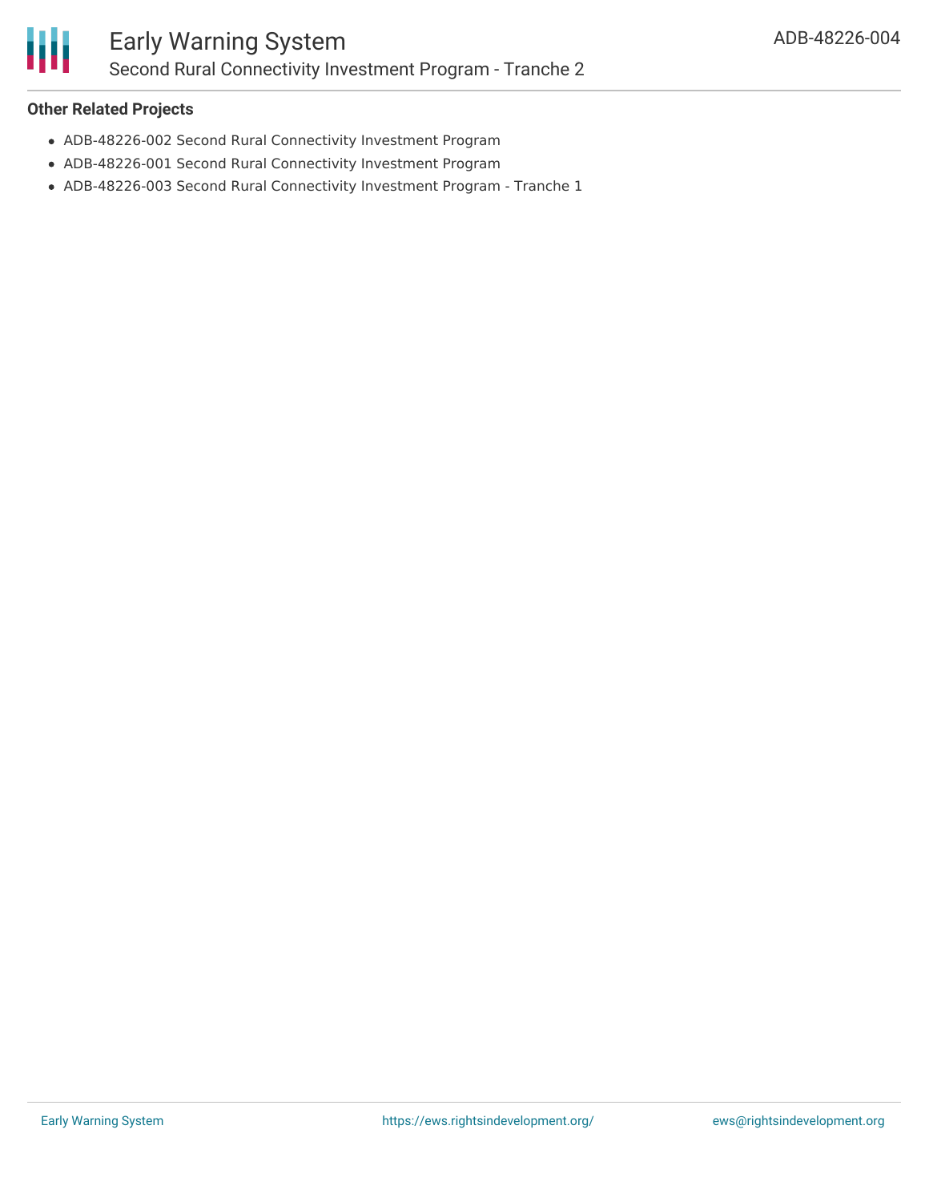**Other Related Projects**

- ADB-48226-002 Second Rural Connectivity Investment Program
- ADB-48226-001 Second Rural Connectivity Investment Program
- ADB-48226-003 Second Rural Connectivity Investment Program - Tranche 1